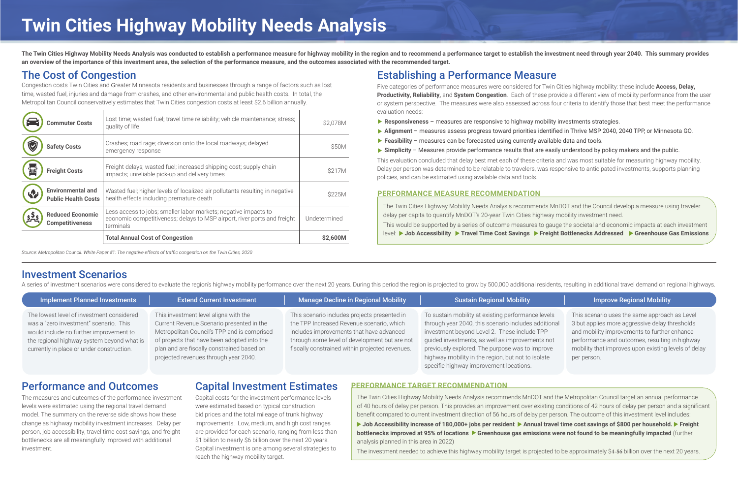# Twin Cities Highway Mobility Needs Analysis

**The Twin Cities Highway Mobility Needs Analysis was conducted to establish a performance measure for highway mobility in the region and to recommend a performance target to establish the investment need through year 2040. This summary provides an overview of the importance of this investment area, the selection of the performance measure, and the outcomes associated with the recommended target.**

## The Cost of Congestion

Congestion costs Twin Cities and Greater Minnesota residents and businesses through a range of factors such as lost time, wasted fuel, injuries and damage from crashes, and other environmental and public health costs. In total, the Metropolitan Council conservatively estimates that Twin Cities congestion costs at least $2.6 billion annually.

| Category | Description | Cost |
| --- | --- | --- |
| **Commuter Costs** | Lost time; wasted fuel; travel time reliability; vehicle maintenance; stress; quality of life | $2,078M |
| **Safety Costs** | Crashes; road rage; diversion onto the local roadways; delayed emergency response | $50M |
| **Freight Costs** | Freight delays; wasted fuel; increased shipping cost; supply chain impacts; unreliable pick-up and delivery times | $217M |
| **Environmental and Public Health Costs** | Wasted fuel; higher levels of localized air pollutants resulting in negative health effects including premature death | $225M |
| **Reduced Economic Competitiveness** | Less access to jobs; smaller labor markets; negative impacts to economic competitiveness; delays to MSP airport, river ports and freight terminals | Undetermined |
| | **Total Annual Cost of Congestion** | **$2,600M** |

*Source: Metropolitan Council. White Paper #1: The negative effects of traffic congestion on the Twin Cities, 2020*

## Establishing a Performance Measure

Five categories of performance measures were considered for Twin Cities highway mobility: these include **Access, Delay, Productivity, Reliability,** and **System Congestion**. Each of these provide a different view of mobility performance from the user or system perspective. The measures were also assessed across four criteria to identify those that best meet the performance evaluation needs:

- **Responsiveness** – measures are responsive to highway mobility investments strategies.
- **Alignment** – measures assess progress toward priorities identified in Thrive MSP 2040, 2040 TPP, or Minnesota GO.
- **Feasibility** – measures can be forecasted using currently available data and tools.
- **Simplicity** – Measures provide performance results that are easily understood by policy makers and the public.

This evaluation concluded that delay best met each of these criteria and was most suitable for measuring highway mobility. Delay per person was determined to be relatable to travelers, was responsive to anticipated investments, supports planning policies, and can be estimated using available data and tools.

### PERFORMANCE MEASURE RECOMMENDATION

The Twin Cities Highway Mobility Needs Analysis recommends MnDOT and the Council develop a measure using traveler delay per capita to quantify MnDOT's 20-year Twin Cities highway mobility investment need.

This would be supported by a series of outcome measures to gauge the societal and economic impacts at each investment level: ▶ **Job Accessibility** ▶ **Travel Time Cost Savings** ▶ **Freight Bottlenecks Addressed** ▶ **Greenhouse Gas Emissions**

## Investment Scenarios

A series of investment scenarios were considered to evaluate the region's highway mobility performance over the next 20 years. During this period the region is projected to grow by 500,000 additional residents, resulting in additional travel demand on regional highways.

| Implement Planned Investments | Extend Current Investment | Manage Decline in Regional Mobility | Sustain Regional Mobility | Improve Regional Mobility |
| --- | --- | --- | --- | --- |
| The lowest level of investment considered was a "zero investment" scenario. This would include no further improvement to the regional highway system beyond what is currently in place or under construction. | This investment level aligns with the Current Revenue Scenario presented in the Metropolitan Council's TPP and is comprised of projects that have been adopted into the plan and are fiscally constrained based on projected revenues through year 2040. | This scenario includes projects presented in the TPP Increased Revenue scenario, which includes improvements that have advanced through some level of development but are not fiscally constrained within projected revenues. | To sustain mobility at existing performance levels through year 2040, this scenario includes additional investment beyond Level 2. These include TPP guided investments, as well as improvements not previously explored. The purpose was to improve highway mobility in the region, but not to isolate specific highway improvement locations. | This scenario uses the same approach as Level 3 but applies more aggressive delay thresholds and mobility improvements to further enhance performance and outcomes, resulting in highway mobility that improves upon existing levels of delay per person. |

## Performance and Outcomes

The measures and outcomes of the performance investment levels were estimated using the regional travel demand model. The summary on the reverse side shows how these change as highway mobility investment increases. Delay per person, job accessibility, travel time cost savings, and freight bottlenecks are all meaningfully improved with additional investment.

## Capital Investment Estimates

Capital costs for the investment performance levels were estimated based on typical construction bid prices and the total mileage of trunk highway improvements. Low, medium, and high cost ranges are provided for each scenario, ranging from less than $1 billion to nearly $6 billion over the next 20 years. Capital investment is one among several strategies to reach the highway mobility target.

### PERFORMANCE TARGET RECOMMENDATION

The Twin Cities Highway Mobility Needs Analysis recommends MnDOT and the Metropolitan Council target an annual performance of 40 hours of delay per person. This provides an improvement over existing conditions of 42 hours of delay per person and a significant benefit compared to current investment direction of 56 hours of delay per person. The outcome of this investment level includes:

▶ **Job Accessibility increase of 180,000+ jobs per resident** ▶ **Annual travel time cost savings of $800 per household.** ▶ **Freight bottlenecks improved at 95% of locations** ▶ **Greenhouse gas emissions were not found to be meaningfully impacted** (further analysis planned in this area in 2022)

The investment needed to achieve this highway mobility target is projected to be approximately $4-$6 billion over the next 20 years.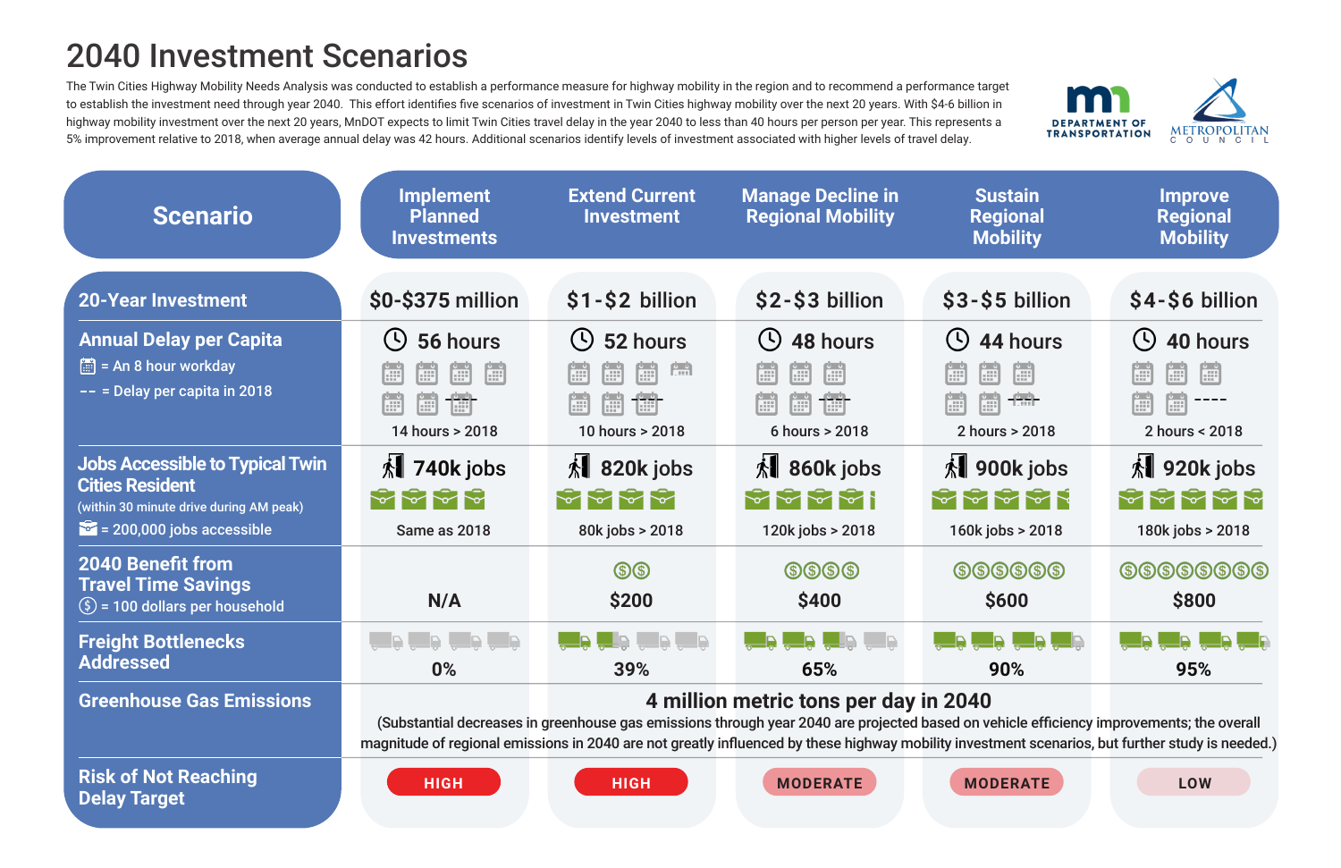# 2040 Investment Scenarios

The Twin Cities Highway Mobility Needs Analysis was conducted to establish a performance measure for highway mobility in the region and to recommend a performance target to establish the investment need through year 2040. This effort identifies five scenarios of investment in Twin Cities highway mobility over the next 20 years. With $4-6 billion in highway mobility investment over the next 20 years, MnDOT expects to limit Twin Cities travel delay in the year 2040 to less than 40 hours per person per year. This represents a 5% improvement relative to 2018, when average annual delay was 42 hours. Additional scenarios identify levels of investment associated with higher levels of travel delay.

DEPARTMENT OF TRANSPORTATION

METROPOLITAN COUNCIL

| Scenario | Implement Planned Investments | Extend Current Investment | Manage Decline in Regional Mobility | Sustain Regional Mobility | Improve Regional Mobility |
|---|---|---|---|---|---|
| **20-Year Investment** | $0-$375 million | $1-$2 billion | $2-$3 billion | $3-$5 billion | $4-$6 billion |
| **Annual Delay per Capita** (calendar icon = An 8 hour workday; -- = Delay per capita in 2018) | 56 hours<br>14 hours > 2018 | 52 hours<br>10 hours > 2018 | 48 hours<br>6 hours > 2018 | 44 hours<br>2 hours > 2018 | 40 hours<br>2 hours < 2018 |
| **Jobs Accessible to Typical Twin Cities Resident** (within 30 minute drive during AM peak) (briefcase icon = 200,000 jobs accessible) | 740k jobs<br>Same as 2018 | 820k jobs<br>80k jobs > 2018 | 860k jobs<br>120k jobs > 2018 | 900k jobs<br>160k jobs > 2018 | 920k jobs<br>180k jobs > 2018 |
| **2040 Benefit from Travel Time Savings** ($ icon = 100 dollars per household) | N/A | $200 | $400 | $600 | $800 |
| **Freight Bottlenecks Addressed** | 0% | 39% | 65% | 90% | 95% |
| **Greenhouse Gas Emissions** | **4 million metric tons per day in 2040** (Substantial decreases in greenhouse gas emissions through year 2040 are projected based on vehicle efficiency improvements; the overall magnitude of regional emissions in 2040 are not greatly influenced by these highway mobility investment scenarios, but further study is needed.) | | | | |
| **Risk of Not Reaching Delay Target** | HIGH | HIGH | MODERATE | MODERATE | LOW |